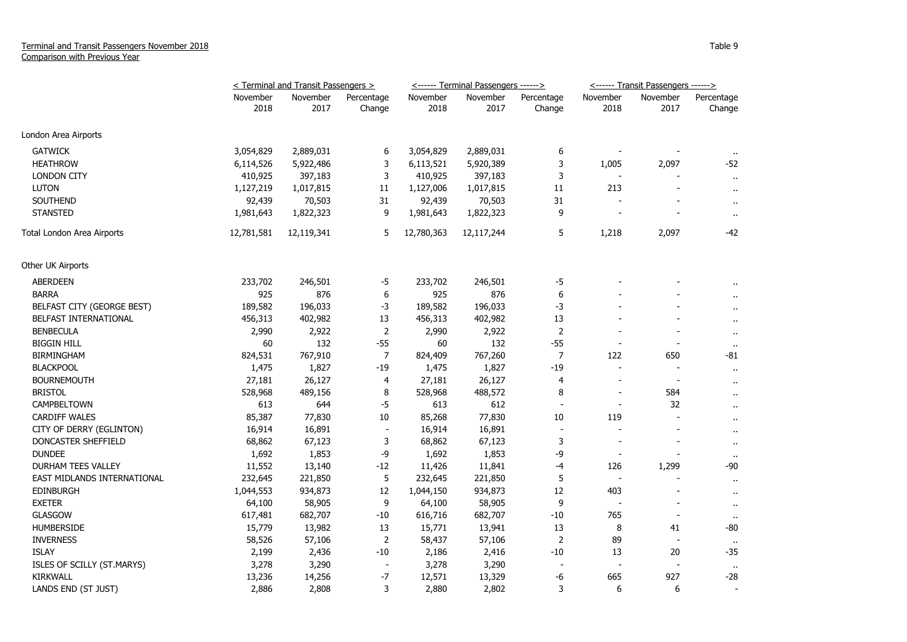Terminal and Transit Passengers November 2018
Comparison with Previous Year

Table 9

| | < Terminal and Transit Passengers > | | | <------ Terminal Passengers ------> | | | <------ Transit Passengers ------> | | |
|---|---|---|---|---|---|---|---|---|---|
| | November 2018 | November 2017 | Percentage Change | November 2018 | November 2017 | Percentage Change | November 2018 | November 2017 | Percentage Change |
| London Area Airports | | | | | | | | | |
| GATWICK | 3,054,829 | 2,889,031 | 6 | 3,054,829 | 2,889,031 | 6 | - | - | .. |
| HEATHROW | 6,114,526 | 5,922,486 | 3 | 6,113,521 | 5,920,389 | 3 | 1,005 | 2,097 | -52 |
| LONDON CITY | 410,925 | 397,183 | 3 | 410,925 | 397,183 | 3 | - | - | .. |
| LUTON | 1,127,219 | 1,017,815 | 11 | 1,127,006 | 1,017,815 | 11 | 213 | - | .. |
| SOUTHEND | 92,439 | 70,503 | 31 | 92,439 | 70,503 | 31 | - | - | .. |
| STANSTED | 1,981,643 | 1,822,323 | 9 | 1,981,643 | 1,822,323 | 9 | - | - | .. |
| Total London Area Airports | 12,781,581 | 12,119,341 | 5 | 12,780,363 | 12,117,244 | 5 | 1,218 | 2,097 | -42 |
| Other UK Airports | | | | | | | | | |
| ABERDEEN | 233,702 | 246,501 | -5 | 233,702 | 246,501 | -5 | - | - | .. |
| BARRA | 925 | 876 | 6 | 925 | 876 | 6 | - | - | .. |
| BELFAST CITY (GEORGE BEST) | 189,582 | 196,033 | -3 | 189,582 | 196,033 | -3 | - | - | .. |
| BELFAST INTERNATIONAL | 456,313 | 402,982 | 13 | 456,313 | 402,982 | 13 | - | - | .. |
| BENBECULA | 2,990 | 2,922 | 2 | 2,990 | 2,922 | 2 | - | - | .. |
| BIGGIN HILL | 60 | 132 | -55 | 60 | 132 | -55 | - | - | .. |
| BIRMINGHAM | 824,531 | 767,910 | 7 | 824,409 | 767,260 | 7 | 122 | 650 | -81 |
| BLACKPOOL | 1,475 | 1,827 | -19 | 1,475 | 1,827 | -19 | - | - | .. |
| BOURNEMOUTH | 27,181 | 26,127 | 4 | 27,181 | 26,127 | 4 | - | - | .. |
| BRISTOL | 528,968 | 489,156 | 8 | 528,968 | 488,572 | 8 | - | 584 | .. |
| CAMPBELTOWN | 613 | 644 | -5 | 613 | 612 | - | - | 32 | .. |
| CARDIFF WALES | 85,387 | 77,830 | 10 | 85,268 | 77,830 | 10 | 119 | - | .. |
| CITY OF DERRY (EGLINTON) | 16,914 | 16,891 | - | 16,914 | 16,891 | - | - | - | .. |
| DONCASTER SHEFFIELD | 68,862 | 67,123 | 3 | 68,862 | 67,123 | 3 | - | - | .. |
| DUNDEE | 1,692 | 1,853 | -9 | 1,692 | 1,853 | -9 | - | - | .. |
| DURHAM TEES VALLEY | 11,552 | 13,140 | -12 | 11,426 | 11,841 | -4 | 126 | 1,299 | -90 |
| EAST MIDLANDS INTERNATIONAL | 232,645 | 221,850 | 5 | 232,645 | 221,850 | 5 | - | - | .. |
| EDINBURGH | 1,044,553 | 934,873 | 12 | 1,044,150 | 934,873 | 12 | 403 | - | .. |
| EXETER | 64,100 | 58,905 | 9 | 64,100 | 58,905 | 9 | - | - | .. |
| GLASGOW | 617,481 | 682,707 | -10 | 616,716 | 682,707 | -10 | 765 | - | .. |
| HUMBERSIDE | 15,779 | 13,982 | 13 | 15,771 | 13,941 | 13 | 8 | 41 | -80 |
| INVERNESS | 58,526 | 57,106 | 2 | 58,437 | 57,106 | 2 | 89 | - | .. |
| ISLAY | 2,199 | 2,436 | -10 | 2,186 | 2,416 | -10 | 13 | 20 | -35 |
| ISLES OF SCILLY (ST.MARYS) | 3,278 | 3,290 | - | 3,278 | 3,290 | - | - | - | .. |
| KIRKWALL | 13,236 | 14,256 | -7 | 12,571 | 13,329 | -6 | 665 | 927 | -28 |
| LANDS END (ST JUST) | 2,886 | 2,808 | 3 | 2,880 | 2,802 | 3 | 6 | 6 | - |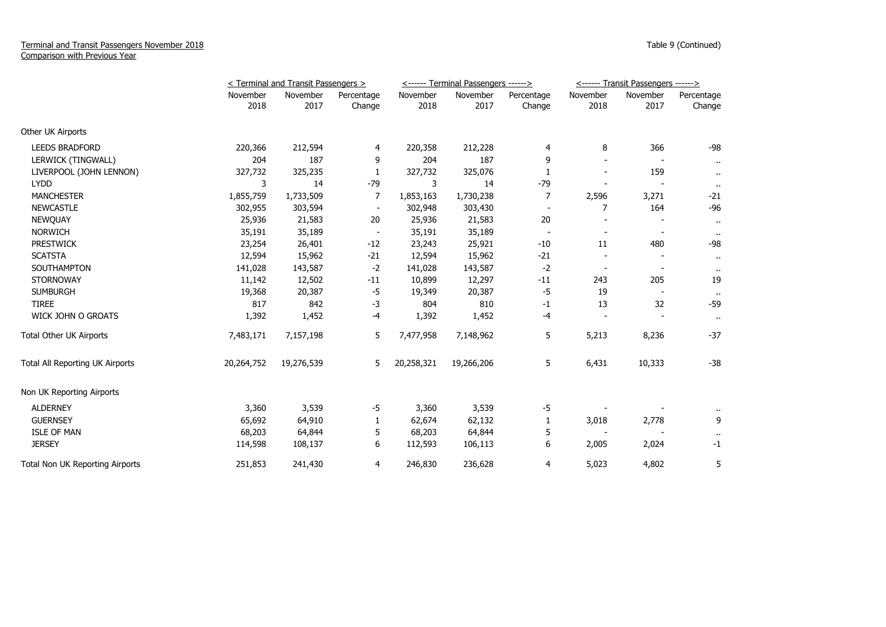Terminal and Transit Passengers November 2018
Comparison with Previous Year

Table 9 (Continued)

| | < Terminal and Transit Passengers > | | | <------ Terminal Passengers ------> | | | <------ Transit Passengers ------> | | |
|---|---|---|---|---|---|---|---|---|---|
| | November 2018 | November 2017 | Percentage Change | November 2018 | November 2017 | Percentage Change | November 2018 | November 2017 | Percentage Change |
| Other UK Airports | | | | | | | | | |
| LEEDS BRADFORD | 220,366 | 212,594 | 4 | 220,358 | 212,228 | 4 | 8 | 366 | -98 |
| LERWICK (TINGWALL) | 204 | 187 | 9 | 204 | 187 | 9 | - | - | .. |
| LIVERPOOL (JOHN LENNON) | 327,732 | 325,235 | 1 | 327,732 | 325,076 | 1 | - | 159 | .. |
| LYDD | 3 | 14 | -79 | 3 | 14 | -79 | - | - | .. |
| MANCHESTER | 1,855,759 | 1,733,509 | 7 | 1,853,163 | 1,730,238 | 7 | 2,596 | 3,271 | -21 |
| NEWCASTLE | 302,955 | 303,594 | - | 302,948 | 303,430 | - | 7 | 164 | -96 |
| NEWQUAY | 25,936 | 21,583 | 20 | 25,936 | 21,583 | 20 | - | - | .. |
| NORWICH | 35,191 | 35,189 | - | 35,191 | 35,189 | - | - | - | .. |
| PRESTWICK | 23,254 | 26,401 | -12 | 23,243 | 25,921 | -10 | 11 | 480 | -98 |
| SCATSTA | 12,594 | 15,962 | -21 | 12,594 | 15,962 | -21 | - | - | .. |
| SOUTHAMPTON | 141,028 | 143,587 | -2 | 141,028 | 143,587 | -2 | - | - | .. |
| STORNOWAY | 11,142 | 12,502 | -11 | 10,899 | 12,297 | -11 | 243 | 205 | 19 |
| SUMBURGH | 19,368 | 20,387 | -5 | 19,349 | 20,387 | -5 | 19 | - | .. |
| TIREE | 817 | 842 | -3 | 804 | 810 | -1 | 13 | 32 | -59 |
| WICK JOHN O GROATS | 1,392 | 1,452 | -4 | 1,392 | 1,452 | -4 | - | - | .. |
| Total Other UK Airports | 7,483,171 | 7,157,198 | 5 | 7,477,958 | 7,148,962 | 5 | 5,213 | 8,236 | -37 |
| Total All Reporting UK Airports | 20,264,752 | 19,276,539 | 5 | 20,258,321 | 19,266,206 | 5 | 6,431 | 10,333 | -38 |
| Non UK Reporting Airports | | | | | | | | | |
| ALDERNEY | 3,360 | 3,539 | -5 | 3,360 | 3,539 | -5 | - | - | .. |
| GUERNSEY | 65,692 | 64,910 | 1 | 62,674 | 62,132 | 1 | 3,018 | 2,778 | 9 |
| ISLE OF MAN | 68,203 | 64,844 | 5 | 68,203 | 64,844 | 5 | - | - | .. |
| JERSEY | 114,598 | 108,137 | 6 | 112,593 | 106,113 | 6 | 2,005 | 2,024 | -1 |
| Total Non UK Reporting Airports | 251,853 | 241,430 | 4 | 246,830 | 236,628 | 4 | 5,023 | 4,802 | 5 |